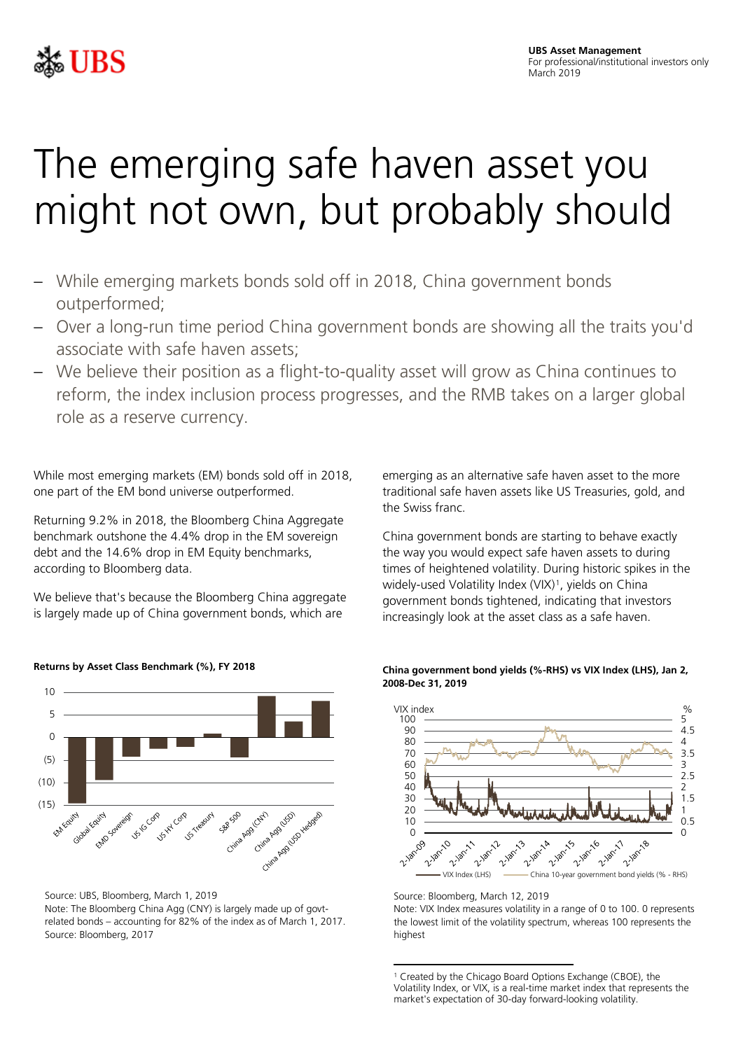UBS Asset Management
For professional/institutional investors only
March 2019

# The emerging safe haven asset you might not own, but probably should

- While emerging markets bonds sold off in 2018, China government bonds outperformed;
- Over a long-run time period China government bonds are showing all the traits you'd associate with safe haven assets;
- We believe their position as a flight-to-quality asset will grow as China continues to reform, the index inclusion process progresses, and the RMB takes on a larger global role as a reserve currency.

While most emerging markets (EM) bonds sold off in 2018, one part of the EM bond universe outperformed.

Returning 9.2% in 2018, the Bloomberg China Aggregate benchmark outshone the 4.4% drop in the EM sovereign debt and the 14.6% drop in EM Equity benchmarks, according to Bloomberg data.

We believe that's because the Bloomberg China aggregate is largely made up of China government bonds, which are emerging as an alternative safe haven asset to the more traditional safe haven assets like US Treasuries, gold, and the Swiss franc.

China government bonds are starting to behave exactly the way you would expect safe haven assets to during times of heightened volatility. During historic spikes in the widely-used Volatility Index (VIX)[1], yields on China government bonds tightened, indicating that investors increasingly look at the asset class as a safe haven.

**Returns by Asset Class Benchmark (%), FY 2018**

Source: UBS, Bloomberg, March 1, 2019
Note: The Bloomberg China Agg (CNY) is largely made up of govt-related bonds – accounting for 82% of the index as of March 1, 2017. Source: Bloomberg, 2017

**China government bond yields (%-RHS) vs VIX Index (LHS), Jan 2, 2008-Dec 31, 2019**

Source: Bloomberg, March 12, 2019
Note: VIX Index measures volatility in a range of 0 to 100. 0 represents the lowest limit of the volatility spectrum, whereas 100 represents the highest

[1] Created by the Chicago Board Options Exchange (CBOE), the Volatility Index, or VIX, is a real-time market index that represents the market's expectation of 30-day forward-looking volatility.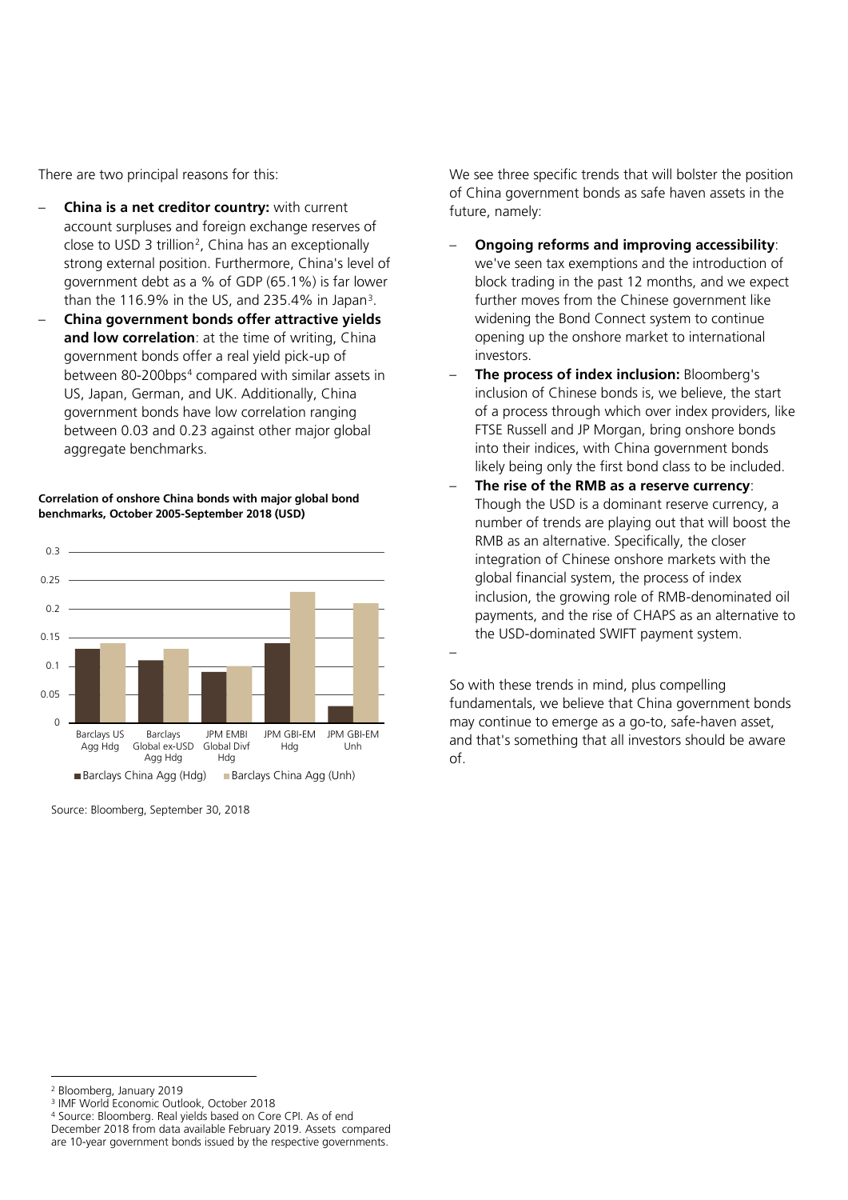There are two principal reasons for this:

- **China is a net creditor country:** with current account surpluses and foreign exchange reserves of close to USD 3 trillion[2], China has an exceptionally strong external position. Furthermore, China's level of government debt as a % of GDP (65.1%) is far lower than the 116.9% in the US, and 235.4% in Japan[3].
- **China government bonds offer attractive yields and low correlation**: at the time of writing, China government bonds offer a real yield pick-up of between 80-200bps[4] compared with similar assets in US, Japan, German, and UK. Additionally, China government bonds have low correlation ranging between 0.03 and 0.23 against other major global aggregate benchmarks.

**Correlation of onshore China bonds with major global bond benchmarks, October 2005-September 2018 (USD)**

| Benchmark | Barclays China Agg (Hdg) | Barclays China Agg (Unh) |
|---|---|---|
| Barclays US Agg Hdg | 0.13 | 0.14 |
| Barclays Global ex-USD Agg Hdg | 0.11 | 0.13 |
| JPM EMBI Global Divf Hdg | 0.09 | 0.10 |
| JPM GBI-EM Hdg | 0.14 | 0.23 |
| JPM GBI-EM Unh | 0.03 | 0.21 |

Source: Bloomberg, September 30, 2018

We see three specific trends that will bolster the position of China government bonds as safe haven assets in the future, namely:

- **Ongoing reforms and improving accessibility**: we've seen tax exemptions and the introduction of block trading in the past 12 months, and we expect further moves from the Chinese government like widening the Bond Connect system to continue opening up the onshore market to international investors.
- **The process of index inclusion:** Bloomberg's inclusion of Chinese bonds is, we believe, the start of a process through which over index providers, like FTSE Russell and JP Morgan, bring onshore bonds into their indices, with China government bonds likely being only the first bond class to be included.
- **The rise of the RMB as a reserve currency**: Though the USD is a dominant reserve currency, a number of trends are playing out that will boost the RMB as an alternative. Specifically, the closer integration of Chinese onshore markets with the global financial system, the process of index inclusion, the growing role of RMB-denominated oil payments, and the rise of CHAPS as an alternative to the USD-dominated SWIFT payment system.

So with these trends in mind, plus compelling fundamentals, we believe that China government bonds may continue to emerge as a go-to, safe-haven asset, and that's something that all investors should be aware of.

[2] Bloomberg, January 2019

[3] IMF World Economic Outlook, October 2018

[4] Source: Bloomberg. Real yields based on Core CPI. As of end December 2018 from data available February 2019. Assets compared are 10-year government bonds issued by the respective governments.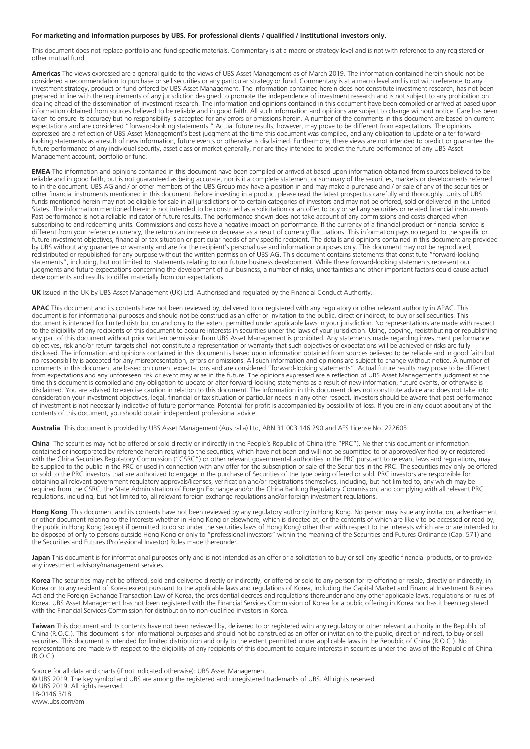**For marketing and information purposes by UBS. For professional clients / qualified / institutional investors only.**

This document does not replace portfolio and fund-specific materials. Commentary is at a macro or strategy level and is not with reference to any registered or other mutual fund.

**Americas** The views expressed are a general guide to the views of UBS Asset Management as of March 2019. The information contained herein should not be considered a recommendation to purchase or sell securities or any particular strategy or fund. Commentary is at a macro level and is not with reference to any investment strategy, product or fund offered by UBS Asset Management. The information contained herein does not constitute investment research, has not been prepared in line with the requirements of any jurisdiction designed to promote the independence of investment research and is not subject to any prohibition on dealing ahead of the dissemination of investment research. The information and opinions contained in this document have been compiled or arrived at based upon information obtained from sources believed to be reliable and in good faith. All such information and opinions are subject to change without notice. Care has been taken to ensure its accuracy but no responsibility is accepted for any errors or omissions herein. A number of the comments in this document are based on current expectations and are considered "forward-looking statements." Actual future results, however, may prove to be different from expectations. The opinions expressed are a reflection of UBS Asset Management's best judgment at the time this document was compiled, and any obligation to update or alter forward-looking statements as a result of new information, future events or otherwise is disclaimed. Furthermore, these views are not intended to predict or guarantee the future performance of any individual security, asset class or market generally, nor are they intended to predict the future performance of any UBS Asset Management account, portfolio or fund.

**EMEA** The information and opinions contained in this document have been compiled or arrived at based upon information obtained from sources believed to be reliable and in good faith, but is not guaranteed as being accurate, nor is it a complete statement or summary of the securities, markets or developments referred to in the document. UBS AG and / or other members of the UBS Group may have a position in and may make a purchase and / or sale of any of the securities or other financial instruments mentioned in this document. Before investing in a product please read the latest prospectus carefully and thoroughly. Units of UBS funds mentioned herein may not be eligible for sale in all jurisdictions or to certain categories of investors and may not be offered, sold or delivered in the United States. The information mentioned herein is not intended to be construed as a solicitation or an offer to buy or sell any securities or related financial instruments. Past performance is not a reliable indicator of future results. The performance shown does not take account of any commissions and costs charged when subscribing to and redeeming units. Commissions and costs have a negative impact on performance. If the currency of a financial product or financial service is different from your reference currency, the return can increase or decrease as a result of currency fluctuations. This information pays no regard to the specific or future investment objectives, financial or tax situation or particular needs of any specific recipient. The details and opinions contained in this document are provided by UBS without any guarantee or warranty and are for the recipient's personal use and information purposes only. This document may not be reproduced, redistributed or republished for any purpose without the written permission of UBS AG. This document contains statements that constitute "forward-looking statements", including, but not limited to, statements relating to our future business development. While these forward-looking statements represent our judgments and future expectations concerning the development of our business, a number of risks, uncertainties and other important factors could cause actual developments and results to differ materially from our expectations.

**UK** Issued in the UK by UBS Asset Management (UK) Ltd. Authorised and regulated by the Financial Conduct Authority.

**APAC** This document and its contents have not been reviewed by, delivered to or registered with any regulatory or other relevant authority in APAC. This document is for informational purposes and should not be construed as an offer or invitation to the public, direct or indirect, to buy or sell securities. This document is intended for limited distribution and only to the extent permitted under applicable laws in your jurisdiction. No representations are made with respect to the eligibility of any recipients of this document to acquire interests in securities under the laws of your jurisdiction. Using, copying, redistributing or republishing any part of this document without prior written permission from UBS Asset Management is prohibited. Any statements made regarding investment performance objectives, risk and/or return targets shall not constitute a representation or warranty that such objectives or expectations will be achieved or risks are fully disclosed. The information and opinions contained in this document is based upon information obtained from sources believed to be reliable and in good faith but no responsibility is accepted for any misrepresentation, errors or omissions. All such information and opinions are subject to change without notice. A number of comments in this document are based on current expectations and are considered "forward-looking statements". Actual future results may prove to be different from expectations and any unforeseen risk or event may arise in the future. The opinions expressed are a reflection of UBS Asset Management's judgment at the time this document is compiled and any obligation to update or alter forward-looking statements as a result of new information, future events, or otherwise is disclaimed. You are advised to exercise caution in relation to this document. The information in this document does not constitute advice and does not take into consideration your investment objectives, legal, financial or tax situation or particular needs in any other respect. Investors should be aware that past performance of investment is not necessarily indicative of future performance. Potential for profit is accompanied by possibility of loss. If you are in any doubt about any of the contents of this document, you should obtain independent professional advice.

**Australia** This document is provided by UBS Asset Management (Australia) Ltd, ABN 31 003 146 290 and AFS License No. 222605.

**China** The securities may not be offered or sold directly or indirectly in the People's Republic of China (the "PRC"). Neither this document or information contained or incorporated by reference herein relating to the securities, which have not been and will not be submitted to or approved/verified by or registered with the China Securities Regulatory Commission ("CSRC") or other relevant governmental authorities in the PRC pursuant to relevant laws and regulations, may be supplied to the public in the PRC or used in connection with any offer for the subscription or sale of the Securities in the PRC. The securities may only be offered or sold to the PRC investors that are authorized to engage in the purchase of Securities of the type being offered or sold. PRC investors are responsible for obtaining all relevant government regulatory approvals/licenses, verification and/or registrations themselves, including, but not limited to, any which may be required from the CSRC, the State Administration of Foreign Exchange and/or the China Banking Regulatory Commission, and complying with all relevant PRC regulations, including, but not limited to, all relevant foreign exchange regulations and/or foreign investment regulations.

**Hong Kong** This document and its contents have not been reviewed by any regulatory authority in Hong Kong. No person may issue any invitation, advertisement or other document relating to the Interests whether in Hong Kong or elsewhere, which is directed at, or the contents of which are likely to be accessed or read by, the public in Hong Kong (except if permitted to do so under the securities laws of Hong Kong) other than with respect to the Interests which are or are intended to be disposed of only to persons outside Hong Kong or only to "professional investors" within the meaning of the Securities and Futures Ordinance (Cap. 571) and the Securities and Futures (Professional Investor) Rules made thereunder.

**Japan** This document is for informational purposes only and is not intended as an offer or a solicitation to buy or sell any specific financial products, or to provide any investment advisory/management services.

**Korea** The securities may not be offered, sold and delivered directly or indirectly, or offered or sold to any person for re-offering or resale, directly or indirectly, in Korea or to any resident of Korea except pursuant to the applicable laws and regulations of Korea, including the Capital Market and Financial Investment Business Act and the Foreign Exchange Transaction Law of Korea, the presidential decrees and regulations thereunder and any other applicable laws, regulations or rules of Korea. UBS Asset Management has not been registered with the Financial Services Commission of Korea for a public offering in Korea nor has it been registered with the Financial Services Commission for distribution to non-qualified investors in Korea.

**Taiwan** This document and its contents have not been reviewed by, delivered to or registered with any regulatory or other relevant authority in the Republic of China (R.O.C.). This document is for informational purposes and should not be construed as an offer or invitation to the public, direct or indirect, to buy or sell securities. This document is intended for limited distribution and only to the extent permitted under applicable laws in the Republic of China (R.O.C.). No representations are made with respect to the eligibility of any recipients of this document to acquire interests in securities under the laws of the Republic of China (R.O.C.).

Source for all data and charts (if not indicated otherwise): UBS Asset Management
© UBS 2019. The key symbol and UBS are among the registered and unregistered trademarks of UBS. All rights reserved.
© UBS 2019. All rights reserved.
18-0146 3/18
www.ubs.com/am